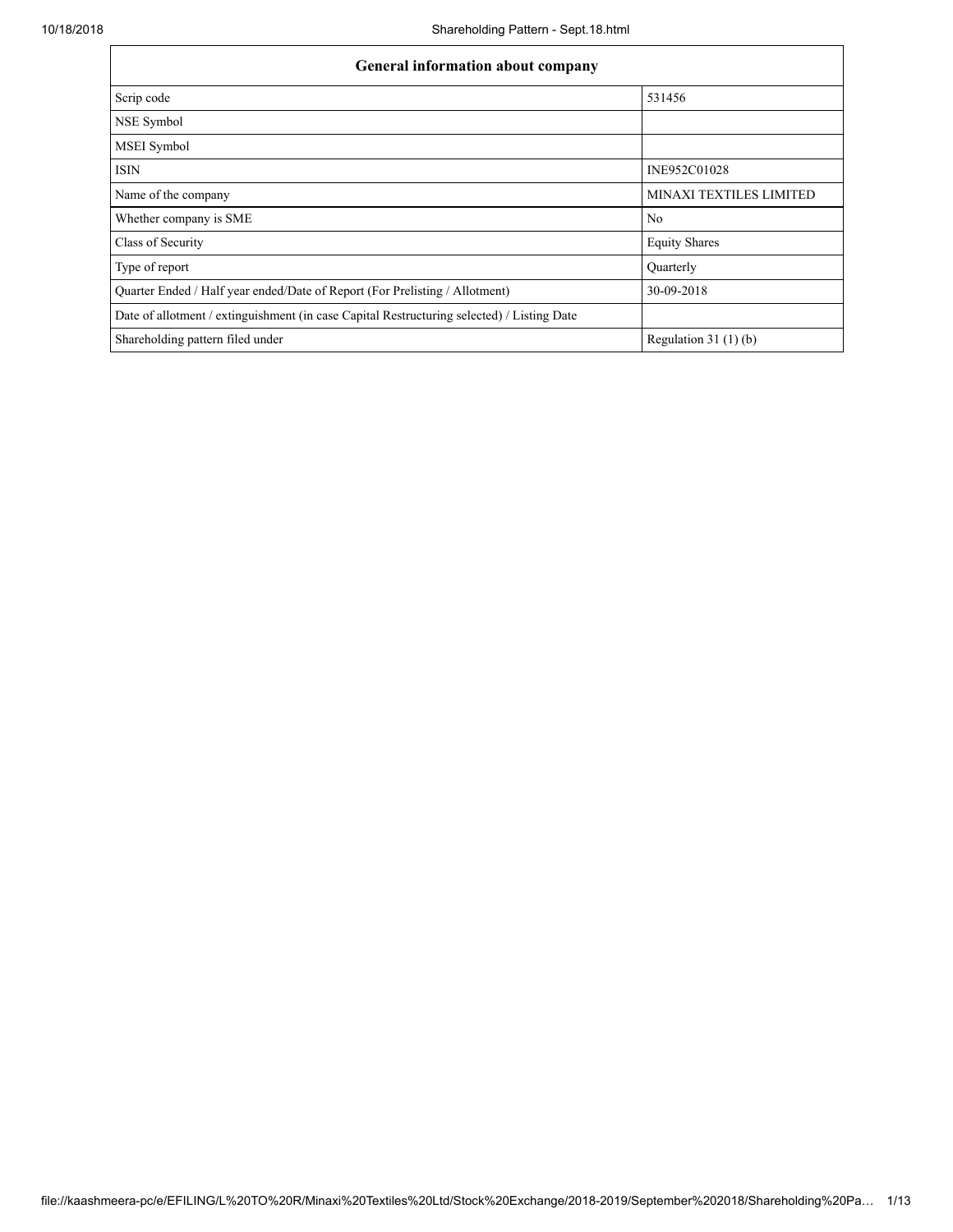| General information about company | |
|---|---|
| Scrip code | 531456 |
| NSE Symbol | |
| MSEI Symbol | |
| ISIN | INE952C01028 |
| Name of the company | MINAXI TEXTILES LIMITED |
| Whether company is SME | No |
| Class of Security | Equity Shares |
| Type of report | Quarterly |
| Quarter Ended / Half year ended/Date of Report (For Prelisting / Allotment) | 30-09-2018 |
| Date of allotment / extinguishment (in case Capital Restructuring selected) / Listing Date | |
| Shareholding pattern filed under | Regulation 31 (1) (b) |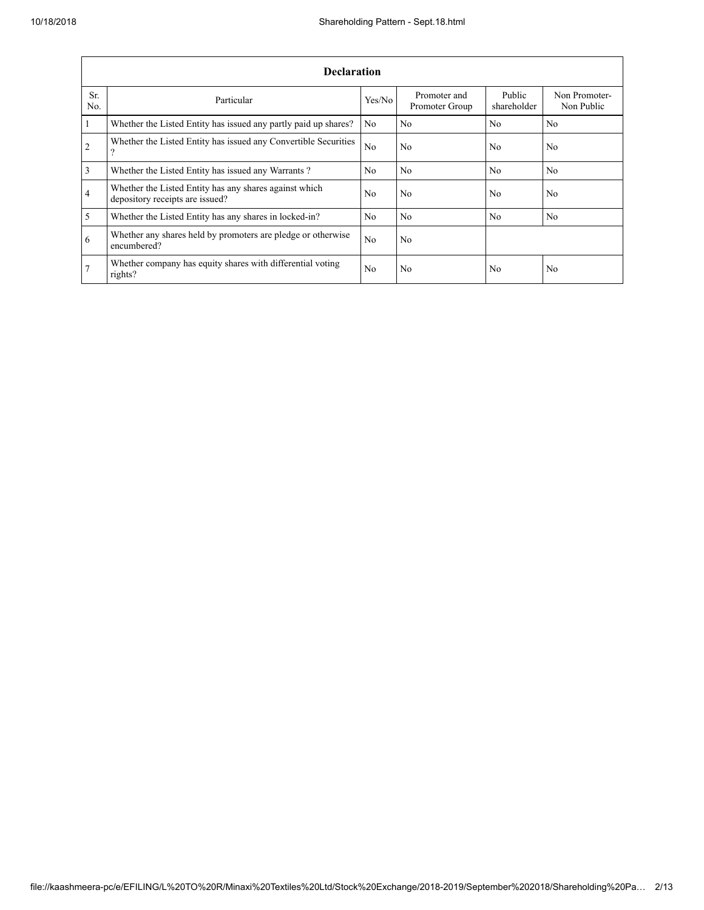| Declaration | | | | | |
|---|---|---|---|---|---|
| Sr. No. | Particular | Yes/No | Promoter and Promoter Group | Public shareholder | Non Promoter- Non Public |
| 1 | Whether the Listed Entity has issued any partly paid up shares? | No | No | No | No |
| 2 | Whether the Listed Entity has issued any Convertible Securities ? | No | No | No | No |
| 3 | Whether the Listed Entity has issued any Warrants ? | No | No | No | No |
| 4 | Whether the Listed Entity has any shares against which depository receipts are issued? | No | No | No | No |
| 5 | Whether the Listed Entity has any shares in locked-in? | No | No | No | No |
| 6 | Whether any shares held by promoters are pledge or otherwise encumbered? | No | No | | |
| 7 | Whether company has equity shares with differential voting rights? | No | No | No | No |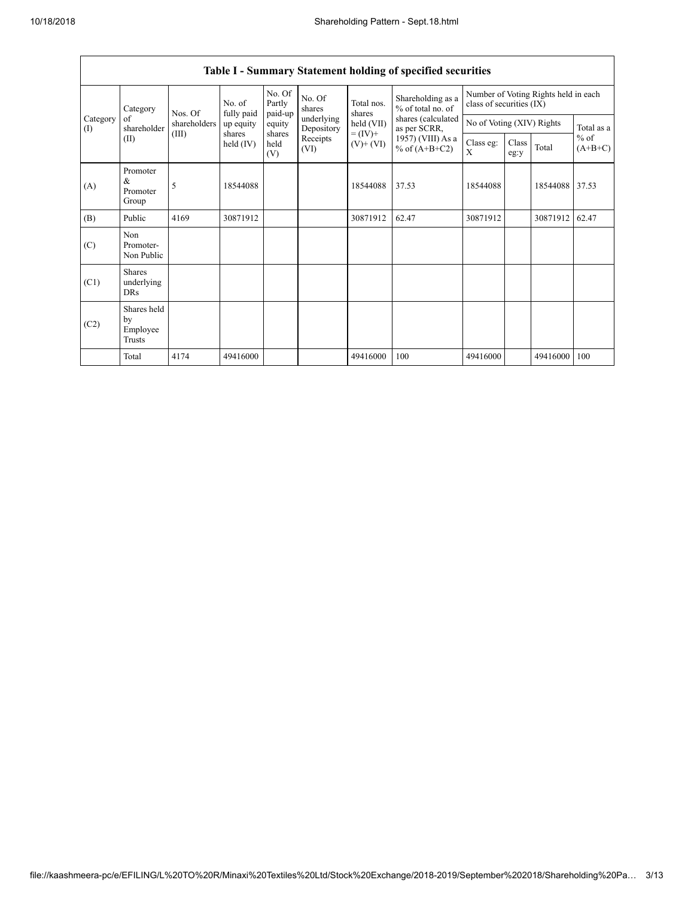| Table I - Summary Statement holding of specified securities | | | | | | | | | | | | |
|---|---|---|---|---|---|---|---|---|---|---|---|---|
| Category (I) | Category of shareholder (II) | Nos. Of shareholders (III) | No. of fully paid up equity shares held (IV) | No. Of Partly paid-up equity shares held (V) | No. Of shares underlying Depository Receipts (VI) | Total nos. shares held (VII) = (IV)+ (V)+ (VI) | Shareholding as a % of total no. of shares (calculated as per SCRR, 1957) (VIII) As a % of (A+B+C2) | Number of Voting Rights held in each class of securities (IX) | | | |
| | | | | | | | | No of Voting (XIV) Rights | | | Total as a % of (A+B+C) |
| | | | | | | | | Class eg: X | Class eg:y | Total | |
| (A) | Promoter & Promoter Group | 5 | 18544088 | | | 18544088 | 37.53 | 18544088 | | 18544088 | 37.53 |
| (B) | Public | 4169 | 30871912 | | | 30871912 | 62.47 | 30871912 | | 30871912 | 62.47 |
| (C) | Non Promoter- Non Public | | | | | | | | | | |
| (C1) | Shares underlying DRs | | | | | | | | | | |
| (C2) | Shares held by Employee Trusts | | | | | | | | | | |
| | Total | 4174 | 49416000 | | | 49416000 | 100 | 49416000 | | 49416000 | 100 |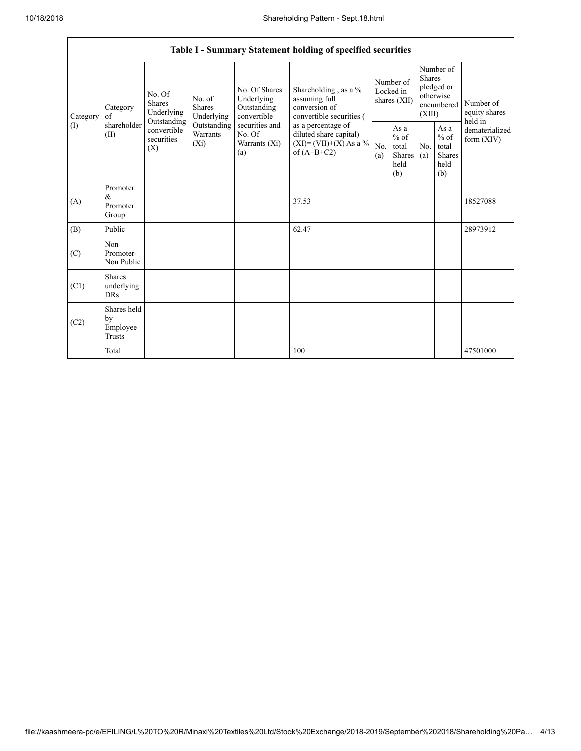| Table I - Summary Statement holding of specified securities | | | | | | | | | | | |
|---|---|---|---|---|---|---|---|---|---|---|---|
| Category (I) | Category of shareholder (II) | No. Of Shares Underlying Outstanding convertible securities (X) | No. of Shares Underlying Outstanding Warrants (Xi) | No. Of Shares Underlying Outstanding convertible securities and No. Of Warrants (Xi) (a) | Shareholding , as a % assuming full conversion of convertible securities ( as a percentage of diluted share capital) (XI)= (VII)+(X) As a % of (A+B+C2) | Number of Locked in shares (XII) | | Number of Shares pledged or otherwise encumbered (XIII) | | Number of equity shares held in dematerialized form (XIV) |
| | | | | | | No. (a) | As a % of total Shares held (b) | No. (a) | As a % of total Shares held (b) | |
| (A) | Promoter & Promoter Group | | | | 37.53 | | | | | 18527088 |
| (B) | Public | | | | 62.47 | | | | | 28973912 |
| (C) | Non Promoter- Non Public | | | | | | | | | |
| (C1) | Shares underlying DRs | | | | | | | | | |
| (C2) | Shares held by Employee Trusts | | | | | | | | | |
| | Total | | | | 100 | | | | | 47501000 |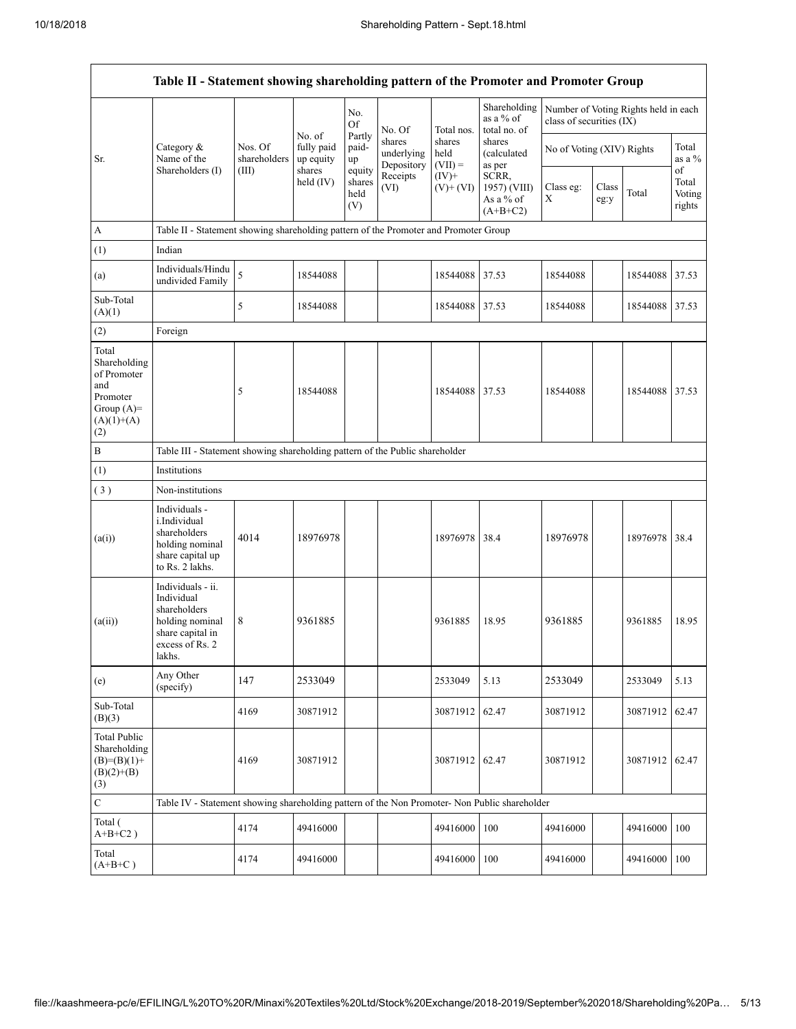| Table II - Statement showing shareholding pattern of the Promoter and Promoter Group | | | | | | | | | | | |
|---|---|---|---|---|---|---|---|---|---|---|---|
| Sr. | Category & Name of the Shareholders (I) | Nos. Of shareholders (III) | No. of fully paid up equity shares held (IV) | No. Of Partly paid-up equity shares held (V) | No. Of shares underlying Depository Receipts (VI) | Total nos. shares held (VII) = (IV)+ (V)+ (VI) | Shareholding as a % of total no. of shares (calculated as per SCRR, 1957) (VIII) As a % of (A+B+C2) | Number of Voting Rights held in each class of securities (IX) | | | |
| | | | | | | | | No of Voting (XIV) Rights | | | Total as a % of Total Voting rights |
| | | | | | | | | Class eg: X | Class eg:y | Total | |
| A | Table II - Statement showing shareholding pattern of the Promoter and Promoter Group | | | | | | | | | | |
| (1) | Indian | | | | | | | | | | |
| (a) | Individuals/Hindu undivided Family | 5 | 18544088 | | | 18544088 | 37.53 | 18544088 | | 18544088 | 37.53 |
| Sub-Total (A)(1) | | 5 | 18544088 | | | 18544088 | 37.53 | 18544088 | | 18544088 | 37.53 |
| (2) | Foreign | | | | | | | | | | |
| Total Shareholding of Promoter and Promoter Group (A)=(A)(1)+(A)(2) | | 5 | 18544088 | | | 18544088 | 37.53 | 18544088 | | 18544088 | 37.53 |
| B | Table III - Statement showing shareholding pattern of the Public shareholder | | | | | | | | | | |
| (1) | Institutions | | | | | | | | | | |
| (3) | Non-institutions | | | | | | | | | | |
| (a(i)) | Individuals - i.Individual shareholders holding nominal share capital up to Rs. 2 lakhs. | 4014 | 18976978 | | | 18976978 | 38.4 | 18976978 | | 18976978 | 38.4 |
| (a(ii)) | Individuals - ii. Individual shareholders holding nominal share capital in excess of Rs. 2 lakhs. | 8 | 9361885 | | | 9361885 | 18.95 | 9361885 | | 9361885 | 18.95 |
| (e) | Any Other (specify) | 147 | 2533049 | | | 2533049 | 5.13 | 2533049 | | 2533049 | 5.13 |
| Sub-Total (B)(3) | | 4169 | 30871912 | | | 30871912 | 62.47 | 30871912 | | 30871912 | 62.47 |
| Total Public Shareholding (B)=(B)(1)+(B)(2)+(B)(3) | | 4169 | 30871912 | | | 30871912 | 62.47 | 30871912 | | 30871912 | 62.47 |
| C | Table IV - Statement showing shareholding pattern of the Non Promoter- Non Public shareholder | | | | | | | | | | |
| Total ( A+B+C2 ) | | 4174 | 49416000 | | | 49416000 | 100 | 49416000 | | 49416000 | 100 |
| Total (A+B+C ) | | 4174 | 49416000 | | | 49416000 | 100 | 49416000 | | 49416000 | 100 |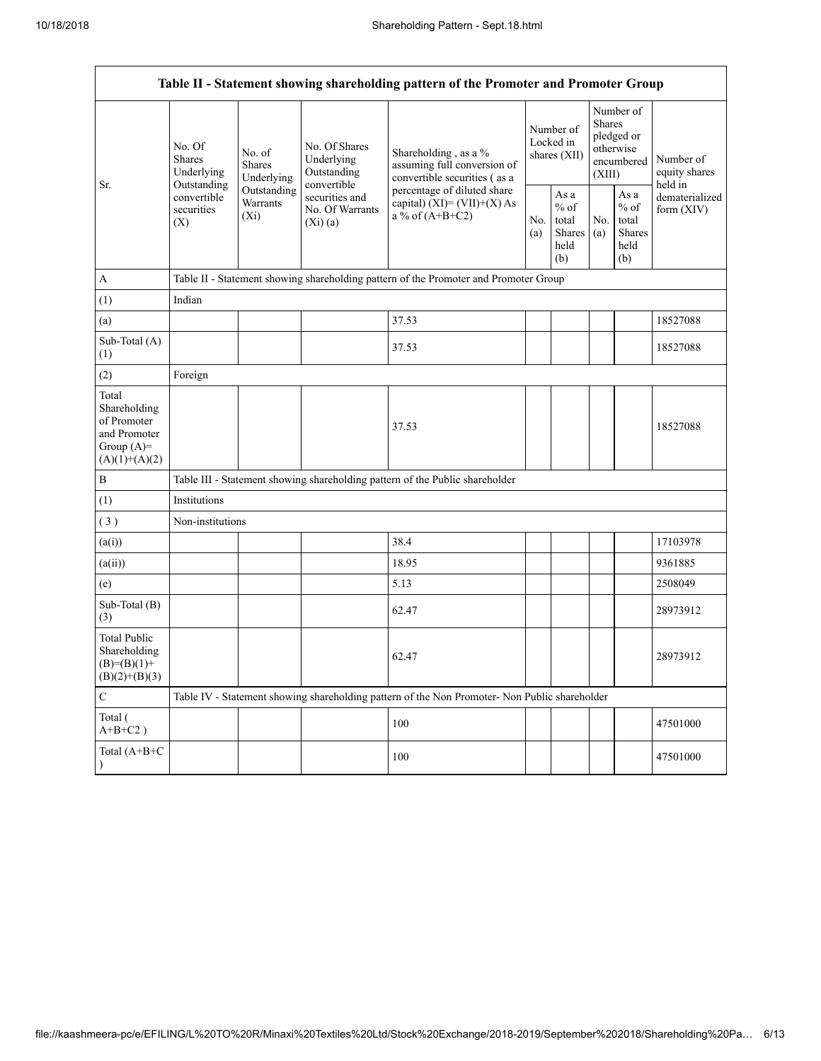| Table II - Statement showing shareholding pattern of the Promoter and Promoter Group | | | | | | | | | |
|---|---|---|---|---|---|---|---|---|---|
| Sr. | No. Of Shares Underlying Outstanding convertible securities (X) | No. of Shares Underlying Outstanding Warrants (Xi) | No. Of Shares Underlying Outstanding convertible securities and No. Of Warrants (Xi) (a) | Shareholding , as a % assuming full conversion of convertible securities ( as a percentage of diluted share capital) (XI)= (VII)+(X) As a % of (A+B+C2) | Number of Locked in shares (XII) | | Number of Shares pledged or otherwise encumbered (XIII) | | Number of equity shares held in dematerialized form (XIV) |
| | | | | | No. (a) | As a % of total Shares held (b) | No. (a) | As a % of total Shares held (b) | |
| A | Table II - Statement showing shareholding pattern of the Promoter and Promoter Group | | | | | | | | |
| (1) | Indian | | | | | | | | |
| (a) | | | | 37.53 | | | | | 18527088 |
| Sub-Total (A) (1) | | | | 37.53 | | | | | 18527088 |
| (2) | Foreign | | | | | | | | |
| Total Shareholding of Promoter and Promoter Group (A)= (A)(1)+(A)(2) | | | | 37.53 | | | | | 18527088 |
| B | Table III - Statement showing shareholding pattern of the Public shareholder | | | | | | | | |
| (1) | Institutions | | | | | | | | |
| ( 3 ) | Non-institutions | | | | | | | | |
| (a(i)) | | | | 38.4 | | | | | 17103978 |
| (a(ii)) | | | | 18.95 | | | | | 9361885 |
| (e) | | | | 5.13 | | | | | 2508049 |
| Sub-Total (B) (3) | | | | 62.47 | | | | | 28973912 |
| Total Public Shareholding (B)=(B)(1)+(B)(2)+(B)(3) | | | | 62.47 | | | | | 28973912 |
| C | Table IV - Statement showing shareholding pattern of the Non Promoter- Non Public shareholder | | | | | | | | |
| Total ( A+B+C2 ) | | | | 100 | | | | | 47501000 |
| Total (A+B+C ) | | | | 100 | | | | | 47501000 |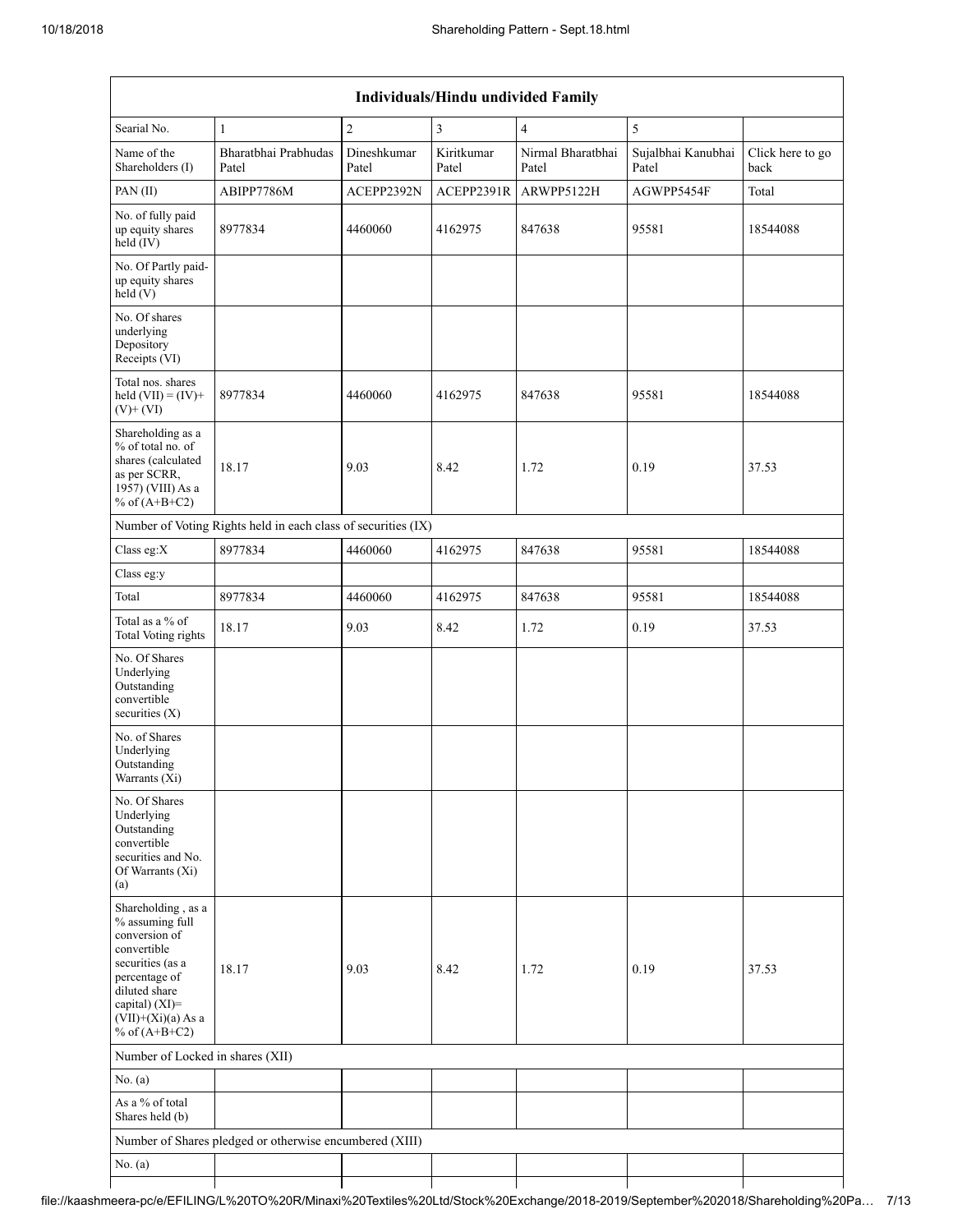| Individuals/Hindu undivided Family | | | | | | |
|---|---|---|---|---|---|---|
| Searial No. | 1 | 2 | 3 | 4 | 5 | |
| Name of the Shareholders (I) | Bharatbhai Prabhudas Patel | Dineshkumar Patel | Kiritkumar Patel | Nirmal Bharatbhai Patel | Sujalbhai Kanubhai Patel | Click here to go back |
| PAN (II) | ABIPP7786M | ACEPP2392N | ACEPP2391R | ARWPP5122H | AGWPP5454F | Total |
| No. of fully paid up equity shares held (IV) | 8977834 | 4460060 | 4162975 | 847638 | 95581 | 18544088 |
| No. Of Partly paid-up equity shares held (V) | | | | | | |
| No. Of shares underlying Depository Receipts (VI) | | | | | | |
| Total nos. shares held (VII) = (IV)+ (V)+ (VI) | 8977834 | 4460060 | 4162975 | 847638 | 95581 | 18544088 |
| Shareholding as a % of total no. of shares (calculated as per SCRR, 1957) (VIII) As a % of (A+B+C2) | 18.17 | 9.03 | 8.42 | 1.72 | 0.19 | 37.53 |
| Number of Voting Rights held in each class of securities (IX) | | | | | | |
| Class eg:X | 8977834 | 4460060 | 4162975 | 847638 | 95581 | 18544088 |
| Class eg:y | | | | | | |
| Total | 8977834 | 4460060 | 4162975 | 847638 | 95581 | 18544088 |
| Total as a % of Total Voting rights | 18.17 | 9.03 | 8.42 | 1.72 | 0.19 | 37.53 |
| No. Of Shares Underlying Outstanding convertible securities (X) | | | | | | |
| No. of Shares Underlying Outstanding Warrants (Xi) | | | | | | |
| No. Of Shares Underlying Outstanding convertible securities and No. Of Warrants (Xi) (a) | | | | | | |
| Shareholding , as a % assuming full conversion of convertible securities (as a percentage of diluted share capital) (XI)= (VII)+(Xi)(a) As a % of (A+B+C2) | 18.17 | 9.03 | 8.42 | 1.72 | 0.19 | 37.53 |
| Number of Locked in shares (XII) | | | | | | |
| No. (a) | | | | | | |
| As a % of total Shares held (b) | | | | | | |
| Number of Shares pledged or otherwise encumbered (XIII) | | | | | | |
| No. (a) | | | | | | |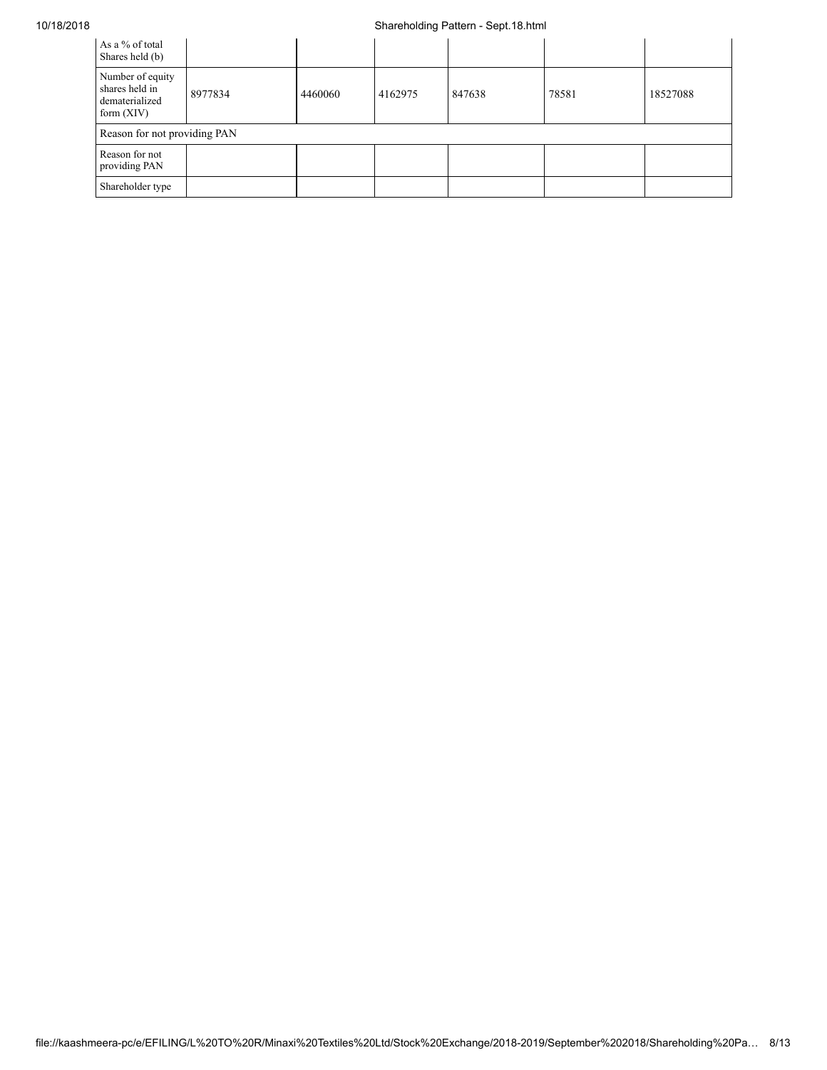| As a % of total Shares held (b) | | | | | | |
|---|---|---|---|---|---|---|
| Number of equity shares held in dematerialized form (XIV) | 8977834 | 4460060 | 4162975 | 847638 | 78581 | 18527088 |
| Reason for not providing PAN | | | | | | |
| Reason for not providing PAN | | | | | | |
| Shareholder type | | | | | | |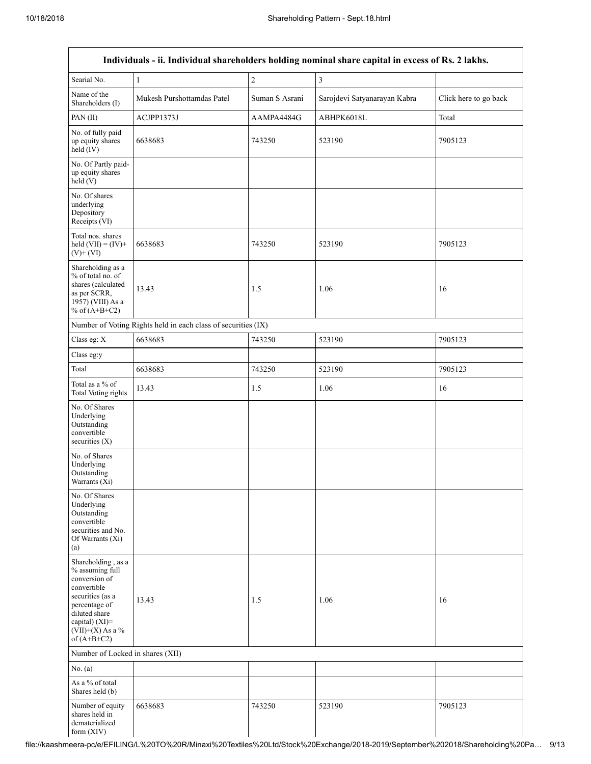| Individuals - ii. Individual shareholders holding nominal share capital in excess of Rs. 2 lakhs. | | | | |
|---|---|---|---|---|
| Searial No. | 1 | 2 | 3 | |
| Name of the Shareholders (I) | Mukesh Purshottamdas Patel | Suman S Asrani | Sarojdevi Satyanarayan Kabra | Click here to go back |
| PAN (II) | ACJPP1373J | AAMPA4484G | ABHPK6018L | Total |
| No. of fully paid up equity shares held (IV) | 6638683 | 743250 | 523190 | 7905123 |
| No. Of Partly paid-up equity shares held (V) | | | | |
| No. Of shares underlying Depository Receipts (VI) | | | | |
| Total nos. shares held (VII) = (IV)+ (V)+ (VI) | 6638683 | 743250 | 523190 | 7905123 |
| Shareholding as a % of total no. of shares (calculated as per SCRR, 1957) (VIII) As a % of (A+B+C2) | 13.43 | 1.5 | 1.06 | 16 |
| Number of Voting Rights held in each class of securities (IX) | | | | |
| Class eg: X | 6638683 | 743250 | 523190 | 7905123 |
| Class eg:y | | | | |
| Total | 6638683 | 743250 | 523190 | 7905123 |
| Total as a % of Total Voting rights | 13.43 | 1.5 | 1.06 | 16 |
| No. Of Shares Underlying Outstanding convertible securities (X) | | | | |
| No. of Shares Underlying Outstanding Warrants (Xi) | | | | |
| No. Of Shares Underlying Outstanding convertible securities and No. Of Warrants (Xi) (a) | | | | |
| Shareholding , as a % assuming full conversion of convertible securities (as a percentage of diluted share capital) (XI)= (VII)+(X) As a % of (A+B+C2) | 13.43 | 1.5 | 1.06 | 16 |
| Number of Locked in shares (XII) | | | | |
| No. (a) | | | | |
| As a % of total Shares held (b) | | | | |
| Number of equity shares held in dematerialized form (XIV) | 6638683 | 743250 | 523190 | 7905123 |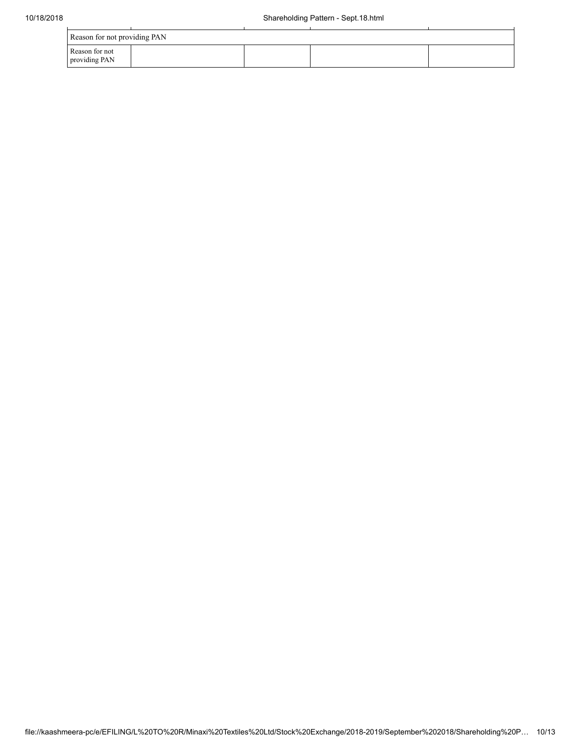| Reason for not providing PAN | | | | |
|---|---|---|---|---|
| Reason for not providing PAN | | | | |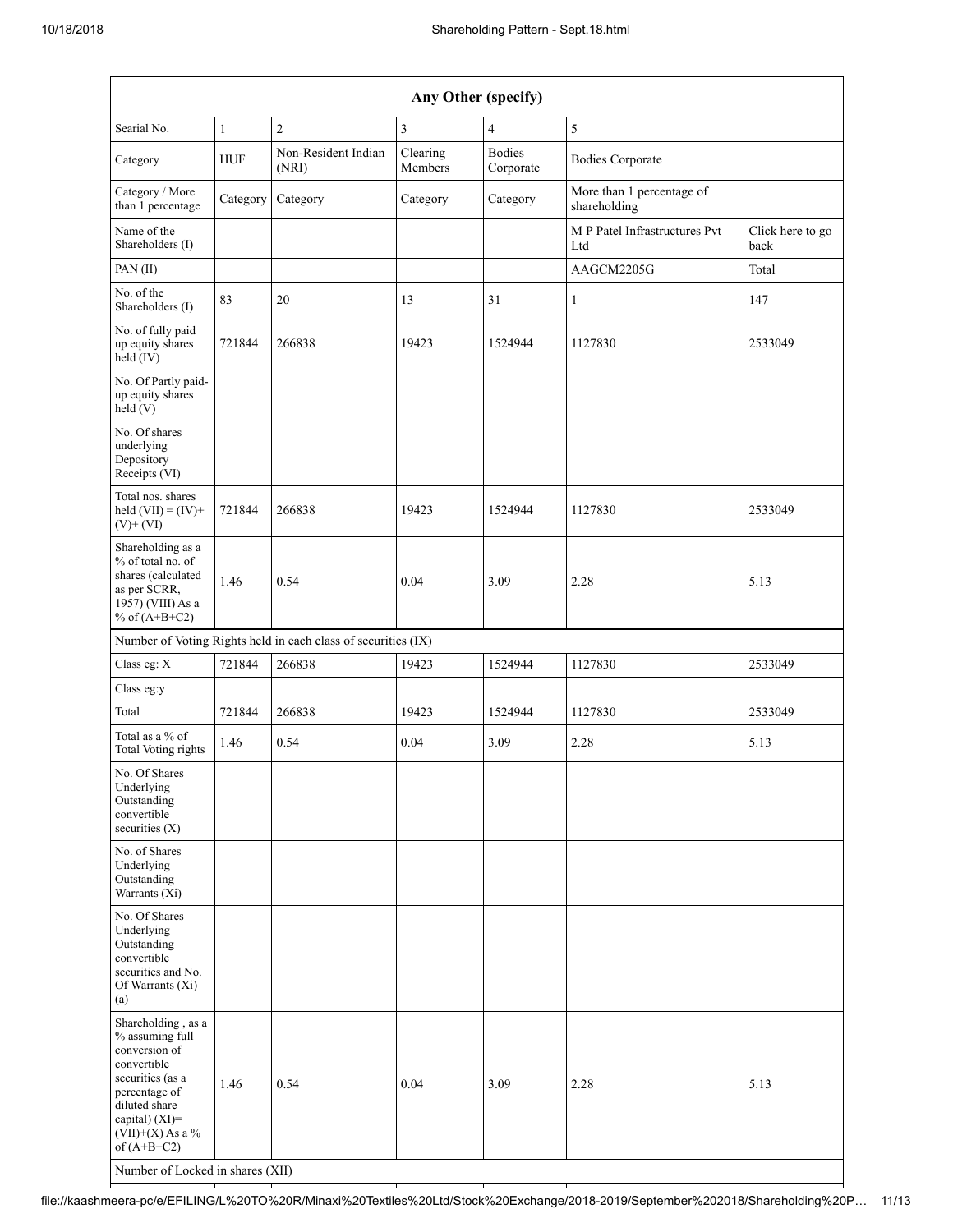| Any Other (specify) | | | | | | |
|---|---|---|---|---|---|---|
| Searial No. | 1 | 2 | 3 | 4 | 5 | |
| Category | HUF | Non-Resident Indian (NRI) | Clearing Members | Bodies Corporate | Bodies Corporate | |
| Category / More than 1 percentage | Category | Category | Category | Category | More than 1 percentage of shareholding | |
| Name of the Shareholders (I) | | | | | M P Patel Infrastructures Pvt Ltd | Click here to go back |
| PAN (II) | | | | | AAGCM2205G | Total |
| No. of the Shareholders (I) | 83 | 20 | 13 | 31 | 1 | 147 |
| No. of fully paid up equity shares held (IV) | 721844 | 266838 | 19423 | 1524944 | 1127830 | 2533049 |
| No. Of Partly paid-up equity shares held (V) | | | | | | |
| No. Of shares underlying Depository Receipts (VI) | | | | | | |
| Total nos. shares held (VII) = (IV)+ (V)+ (VI) | 721844 | 266838 | 19423 | 1524944 | 1127830 | 2533049 |
| Shareholding as a % of total no. of shares (calculated as per SCRR, 1957) (VIII) As a % of (A+B+C2) | 1.46 | 0.54 | 0.04 | 3.09 | 2.28 | 5.13 |
| Number of Voting Rights held in each class of securities (IX) | | | | | | |
| Class eg: X | 721844 | 266838 | 19423 | 1524944 | 1127830 | 2533049 |
| Class eg:y | | | | | | |
| Total | 721844 | 266838 | 19423 | 1524944 | 1127830 | 2533049 |
| Total as a % of Total Voting rights | 1.46 | 0.54 | 0.04 | 3.09 | 2.28 | 5.13 |
| No. Of Shares Underlying Outstanding convertible securities (X) | | | | | | |
| No. of Shares Underlying Outstanding Warrants (Xi) | | | | | | |
| No. Of Shares Underlying Outstanding convertible securities and No. Of Warrants (Xi) (a) | | | | | | |
| Shareholding , as a % assuming full conversion of convertible securities (as a percentage of diluted share capital) (XI)= (VII)+(X) As a % of (A+B+C2) | 1.46 | 0.54 | 0.04 | 3.09 | 2.28 | 5.13 |
| Number of Locked in shares (XII) | | | | | | |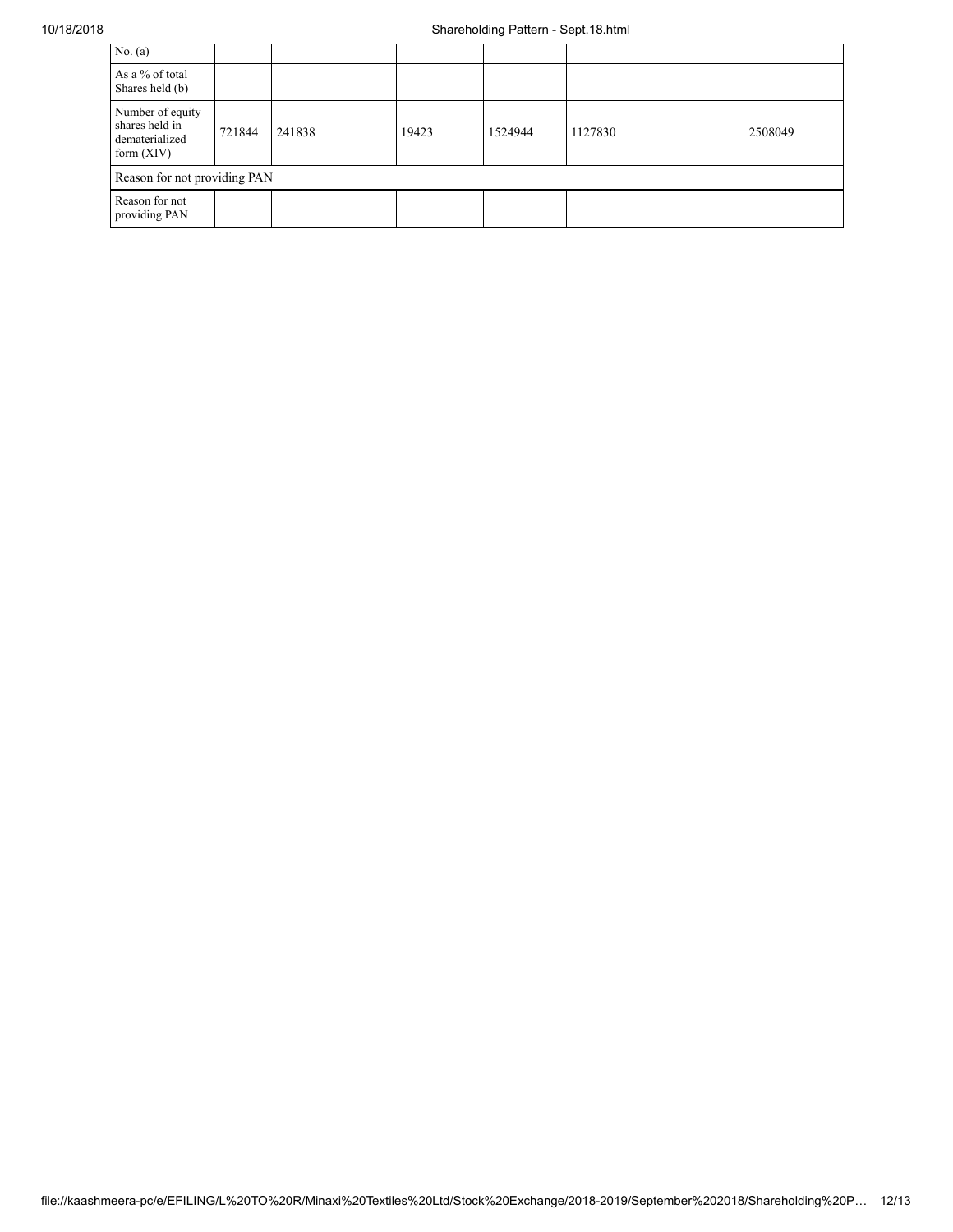| | | | | | | |
|---|---|---|---|---|---|---|
| No. (a) | | | | | | |
| As a % of total Shares held (b) | | | | | | |
| Number of equity shares held in dematerialized form (XIV) | 721844 | 241838 | 19423 | 1524944 | 1127830 | 2508049 |
| Reason for not providing PAN | | | | | | |
| Reason for not providing PAN | | | | | | |